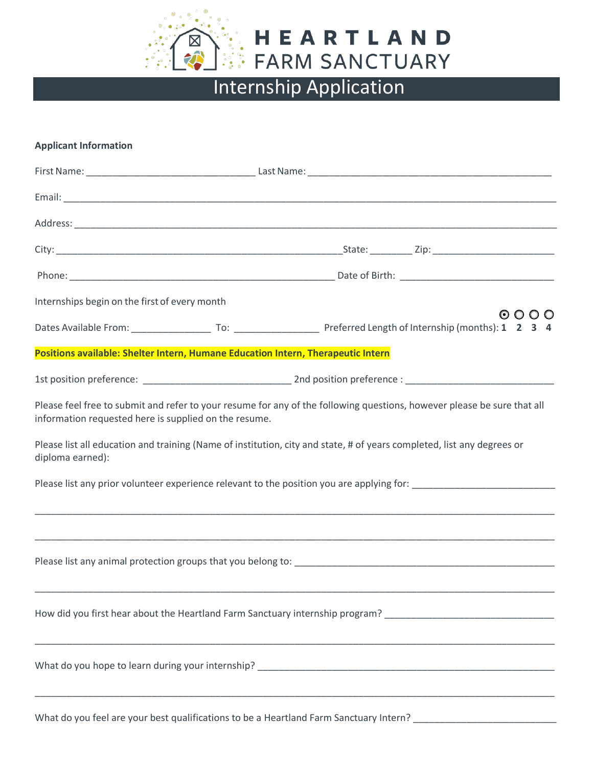# HEARTLAND FARM SANCTUARY

## Internship Application

**Applicant Information**

First Name: ________________________________ Last Name: ______________________________________________

Email: ______________________________________________________________________________________________

Address: ____________________________________________________________________________________________

City: ______________________________________________________State: ________ Zip: _______________________

Phone: ___________________________________________________ Date of Birth: _____________________________

Internships begin on the first of every month

Dates Available From: _______________ To: ________________ Preferred Length of Internship (months): ◉ **1** ○ **2** ○ **3** ○ **4**

**Positions available: Shelter Intern, Humane Education Intern, Therapeutic Intern**

1st position preference: ____________________________ 2nd position preference : ____________________________

Please feel free to submit and refer to your resume for any of the following questions, however please be sure that all information requested here is supplied on the resume.

Please list all education and training (Name of institution, city and state, # of years completed, list any degrees or diploma earned):

Please list any prior volunteer experience relevant to the position you are applying for: ___________________________

_____________________________________________________________________________________________________

_____________________________________________________________________________________________________

Please list any animal protection groups that you belong to: __________________________________________________

_____________________________________________________________________________________________________

How did you first hear about the Heartland Farm Sanctuary internship program? ________________________________

_____________________________________________________________________________________________________

What do you hope to learn during your internship? _________________________________________________________

_____________________________________________________________________________________________________

What do you feel are your best qualifications to be a Heartland Farm Sanctuary Intern? ___________________________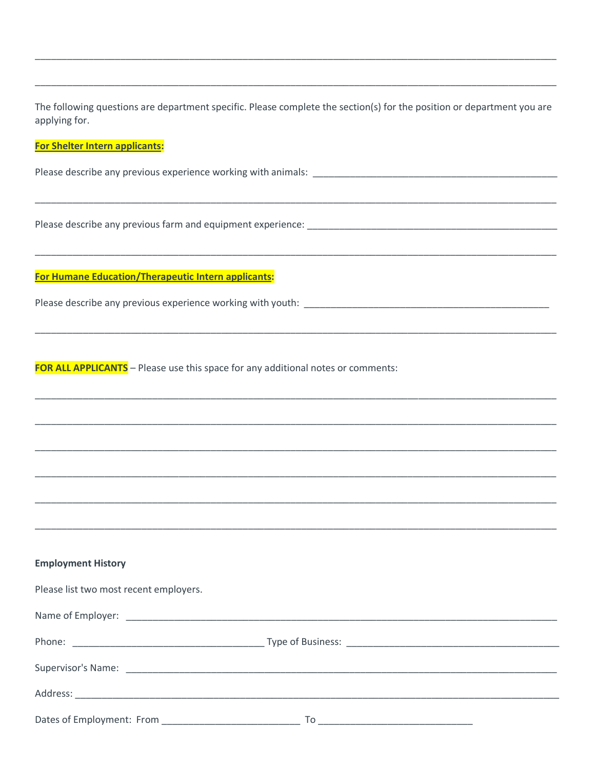________________________________________________________________________________________________

________________________________________________________________________________________________

The following questions are department specific. Please complete the section(s) for the position or department you are applying for.

**For Shelter Intern applicants:**

Please describe any previous experience working with animals: _______________________________________________

________________________________________________________________________________________________

Please describe any previous farm and equipment experience: _______________________________________________

________________________________________________________________________________________________

**For Humane Education/Therapeutic Intern applicants:**

Please describe any previous experience working with youth: _______________________________________________

________________________________________________________________________________________________

**FOR ALL APPLICANTS** – Please use this space for any additional notes or comments:

________________________________________________________________________________________________

________________________________________________________________________________________________

________________________________________________________________________________________________

________________________________________________________________________________________________

________________________________________________________________________________________________

________________________________________________________________________________________________

**Employment History**

Please list two most recent employers.

Name of Employer: ____________________________________________________________________________

Phone: ______________________________________ Type of Business: __________________________________________

Supervisor's Name: ____________________________________________________________________________

Address: ______________________________________________________________________________________

Dates of Employment: From ___________________________ To ______________________________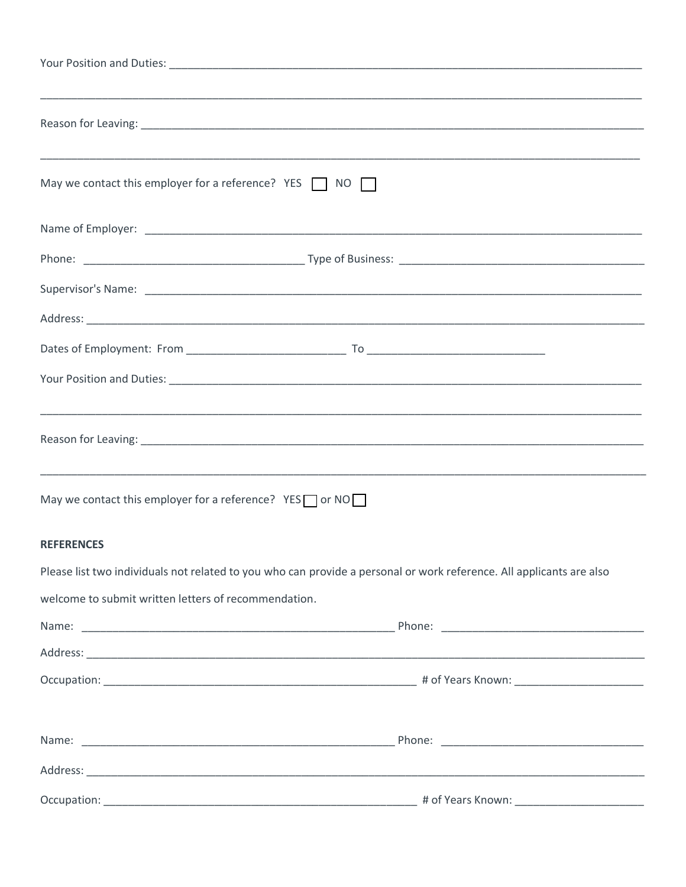Your Position and Duties: ______________________________________________________________________________

______________________________________________________________________________________________

Reason for Leaving: __________________________________________________________________________________

______________________________________________________________________________________________

May we contact this employer for a reference? YES ☐ NO ☐

Name of Employer: ___________________________________________________________________________

Phone: ___________________________________ Type of Business: ______________________________________

Supervisor's Name: ___________________________________________________________________________

Address: ____________________________________________________________________________________

Dates of Employment: From _________________________ To ____________________________

Your Position and Duties: ______________________________________________________________________________

______________________________________________________________________________________________

Reason for Leaving: __________________________________________________________________________________

______________________________________________________________________________________________

May we contact this employer for a reference? YES ☐ or NO ☐

**REFERENCES**

Please list two individuals not related to you who can provide a personal or work reference. All applicants are also welcome to submit written letters of recommendation.

Name: __________________________________________________ Phone: _______________________________

Address: ____________________________________________________________________________________

Occupation: _________________________________________________ # of Years Known: ____________________

Name: __________________________________________________ Phone: _______________________________

Address: ____________________________________________________________________________________

Occupation: _________________________________________________ # of Years Known: ____________________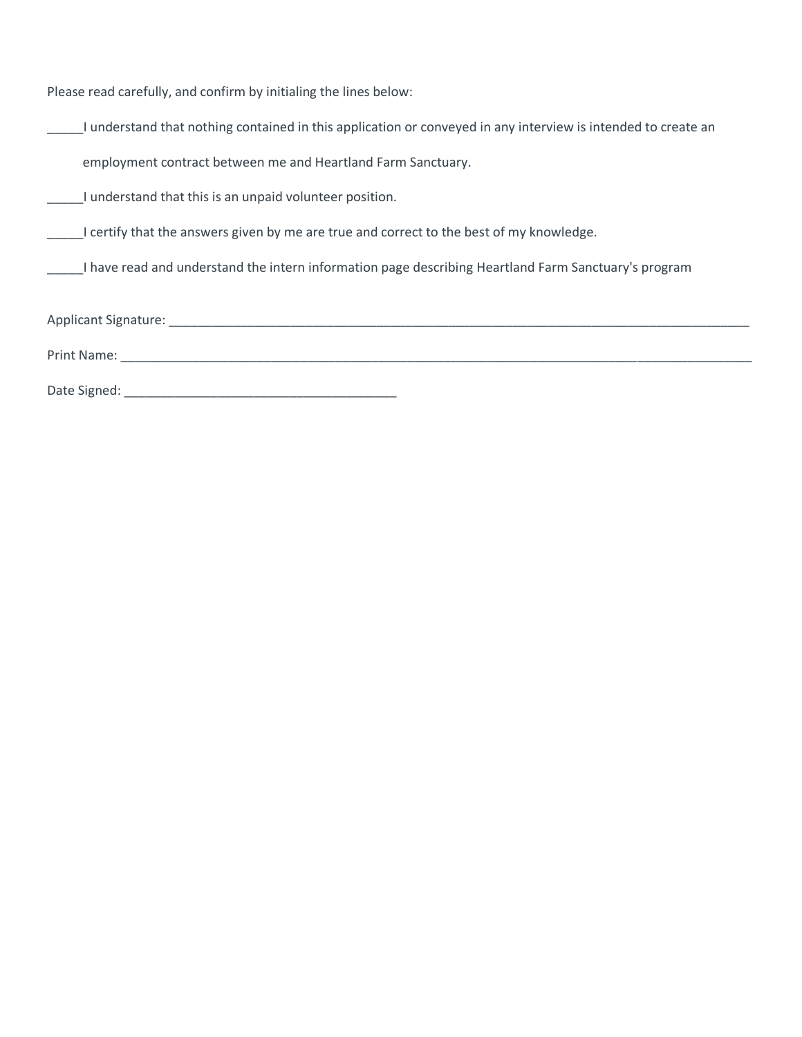Please read carefully, and confirm by initialing the lines below:

_____I understand that nothing contained in this application or conveyed in any interview is intended to create an employment contract between me and Heartland Farm Sanctuary.

_____I understand that this is an unpaid volunteer position.

_____I certify that the answers given by me are true and correct to the best of my knowledge.

_____I have read and understand the intern information page describing Heartland Farm Sanctuary's program

Applicant Signature: _______________________________________________________________________________________

Print Name: ______________________________________________________________________________________________

Date Signed: _________________________________________